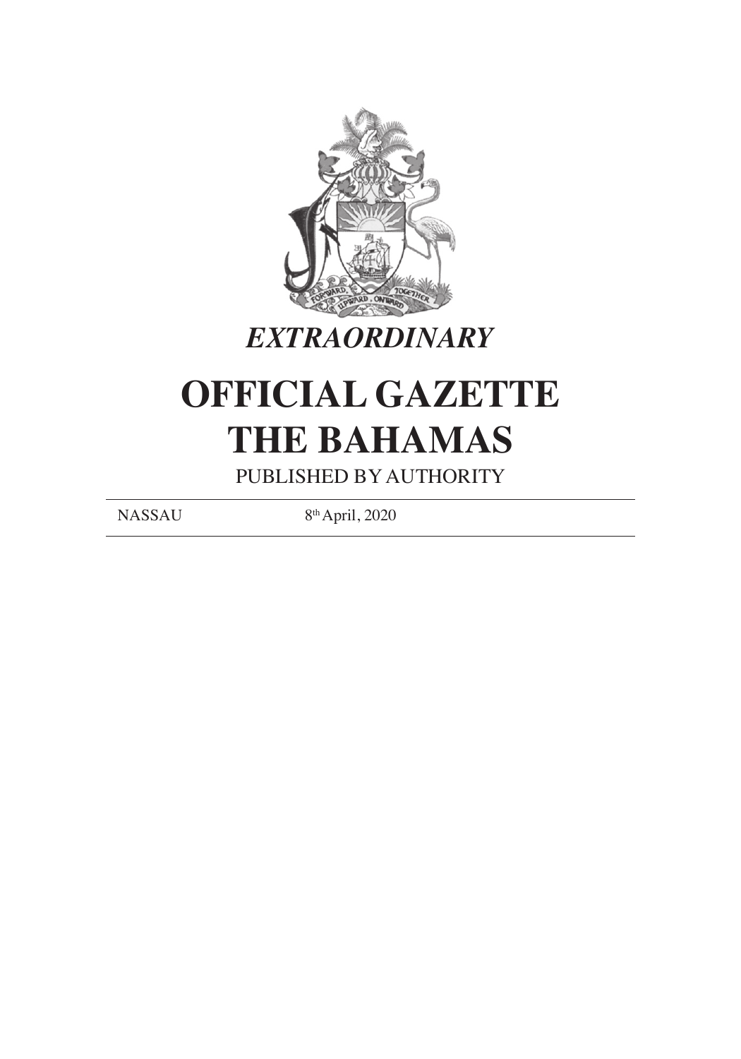*EXTRAORDINARY*

# OFFICIAL GAZETTE
# THE BAHAMAS

PUBLISHED BY AUTHORITY

NASSAU 8th April, 2020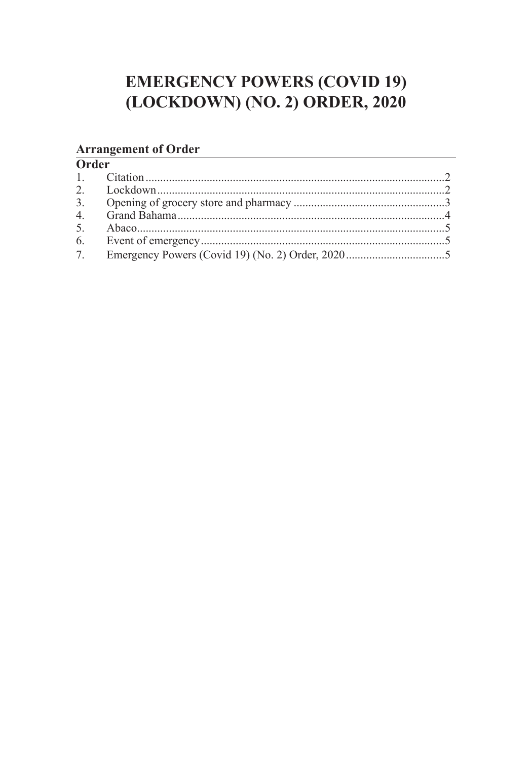# EMERGENCY POWERS (COVID 19) (LOCKDOWN) (NO. 2) ORDER, 2020

## Arrangement of Order

**Order**

| | | |
|---|---|---|
| 1. | Citation | 2 |
| 2. | Lockdown | 2 |
| 3. | Opening of grocery store and pharmacy | 3 |
| 4. | Grand Bahama | 4 |
| 5. | Abaco | 5 |
| 6. | Event of emergency | 5 |
| 7. | Emergency Powers (Covid 19) (No. 2) Order, 2020 | 5 |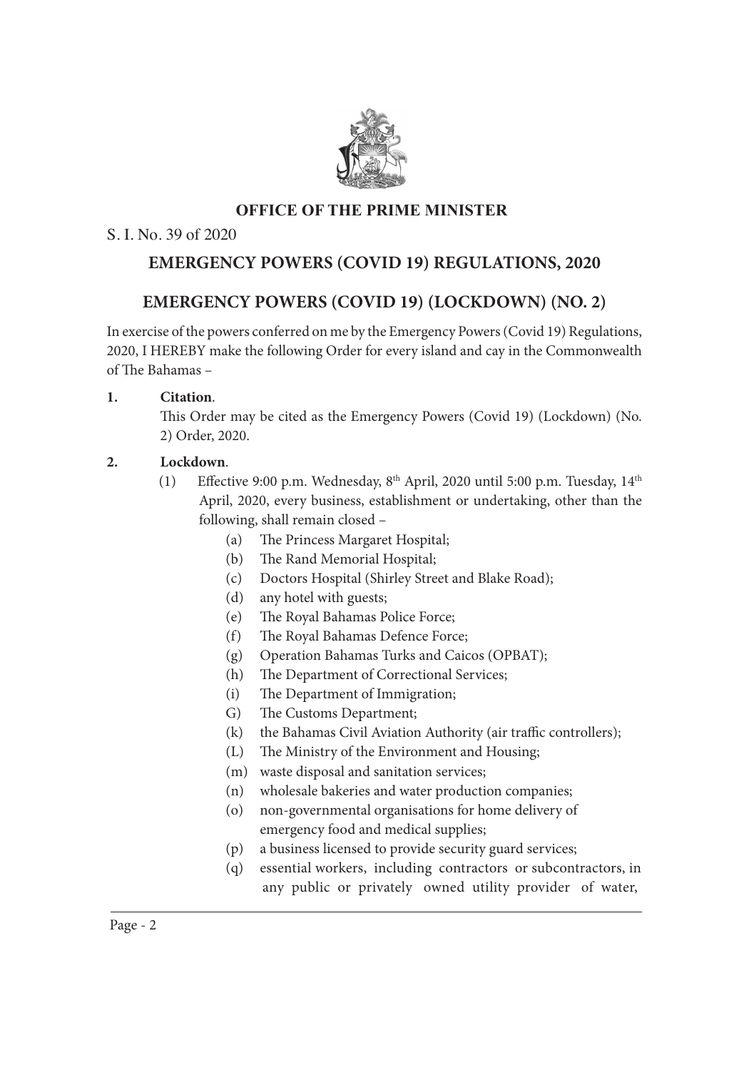**OFFICE OF THE PRIME MINISTER**

S. I. No. 39 of 2020

## EMERGENCY POWERS (COVID 19) REGULATIONS, 2020

## EMERGENCY POWERS (COVID 19) (LOCKDOWN) (NO. 2)

In exercise of the powers conferred on me by the Emergency Powers (Covid 19) Regulations, 2020, I HEREBY make the following Order for every island and cay in the Commonwealth of The Bahamas –

**1. Citation**.

This Order may be cited as the Emergency Powers (Covid 19) (Lockdown) (No. 2) Order, 2020.

**2. Lockdown**.

(1) Effective 9:00 p.m. Wednesday, 8th April, 2020 until 5:00 p.m. Tuesday, 14th April, 2020, every business, establishment or undertaking, other than the following, shall remain closed –

(a) The Princess Margaret Hospital;
(b) The Rand Memorial Hospital;
(c) Doctors Hospital (Shirley Street and Blake Road);
(d) any hotel with guests;
(e) The Royal Bahamas Police Force;
(f) The Royal Bahamas Defence Force;
(g) Operation Bahamas Turks and Caicos (OPBAT);
(h) The Department of Correctional Services;
(i) The Department of Immigration;
G) The Customs Department;
(k) the Bahamas Civil Aviation Authority (air traffic controllers);
(L) The Ministry of the Environment and Housing;
(m) waste disposal and sanitation services;
(n) wholesale bakeries and water production companies;
(o) non-governmental organisations for home delivery of emergency food and medical supplies;
(p) a business licensed to provide security guard services;
(q) essential workers, including contractors or subcontractors, in any public or privately owned utility provider of water,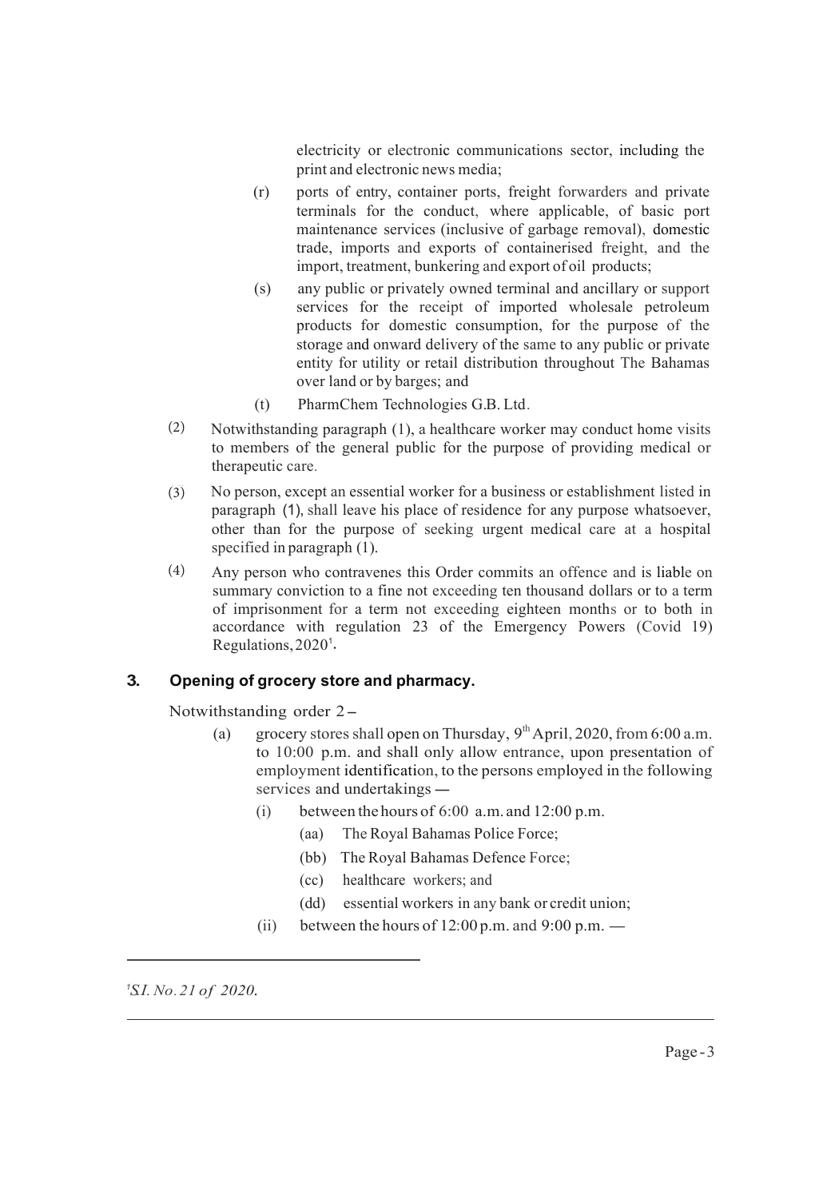electricity or electronic communications sector, including the print and electronic news media;

(r) ports of entry, container ports, freight forwarders and private terminals for the conduct, where applicable, of basic port maintenance services (inclusive of garbage removal), domestic trade, imports and exports of containerised freight, and the import, treatment, bunkering and export of oil products;

(s) any public or privately owned terminal and ancillary or support services for the receipt of imported wholesale petroleum products for domestic consumption, for the purpose of the storage and onward delivery of the same to any public or private entity for utility or retail distribution throughout The Bahamas over land or by barges; and

(t) PharmChem Technologies G.B. Ltd.

(2) Notwithstanding paragraph (1), a healthcare worker may conduct home visits to members of the general public for the purpose of providing medical or therapeutic care.

(3) No person, except an essential worker for a business or establishment listed in paragraph (1), shall leave his place of residence for any purpose whatsoever, other than for the purpose of seeking urgent medical care at a hospital specified in paragraph (1).

(4) Any person who contravenes this Order commits an offence and is liable on summary conviction to a fine not exceeding ten thousand dollars or to a term of imprisonment for a term not exceeding eighteen months or to both in accordance with regulation 23 of the Emergency Powers (Covid 19) Regulations, 2020[1].

### 3. Opening of grocery store and pharmacy.

Notwithstanding order 2 –

(a) grocery stores shall open on Thursday, 9th April, 2020, from 6:00 a.m. to 10:00 p.m. and shall only allow entrance, upon presentation of employment identification, to the persons employed in the following services and undertakings —

(i) between the hours of 6:00 a.m. and 12:00 p.m.

(aa) The Royal Bahamas Police Force;

(bb) The Royal Bahamas Defence Force;

(cc) healthcare workers; and

(dd) essential workers in any bank or credit union;

(ii) between the hours of 12:00 p.m. and 9:00 p.m. —

---

[1] *S.I. No. 21 of 2020.*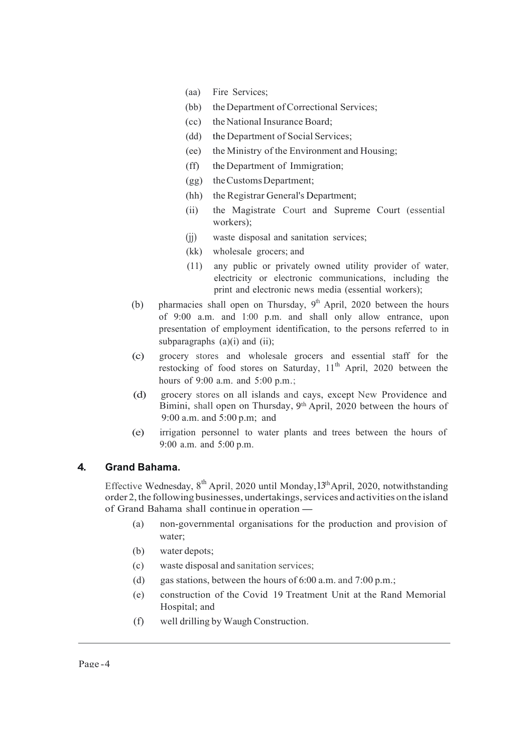- (aa) Fire Services;
- (bb) the Department of Correctional Services;
- (cc) the National Insurance Board;
- (dd) the Department of Social Services;
- (ee) the Ministry of the Environment and Housing;
- (ff) the Department of Immigration;
- (gg) the Customs Department;
- (hh) the Registrar General's Department;
- (ii) the Magistrate Court and Supreme Court (essential workers);
- (jj) waste disposal and sanitation services;
- (kk) wholesale grocers; and
- (11) any public or privately owned utility provider of water, electricity or electronic communications, including the print and electronic news media (essential workers);

(b) pharmacies shall open on Thursday, 9th April, 2020 between the hours of 9:00 a.m. and 1:00 p.m. and shall only allow entrance, upon presentation of employment identification, to the persons referred to in subparagraphs (a)(i) and (ii);

(c) grocery stores and wholesale grocers and essential staff for the restocking of food stores on Saturday, 11th April, 2020 between the hours of 9:00 a.m. and 5:00 p.m.;

(d) grocery stores on all islands and cays, except New Providence and Bimini, shall open on Thursday, 9th April, 2020 between the hours of 9:00 a.m. and 5:00 p.m; and

(e) irrigation personnel to water plants and trees between the hours of 9:00 a.m. and 5:00 p.m.

## 4. Grand Bahama.

Effective Wednesday, 8th April, 2020 until Monday, 13th April, 2020, notwithstanding order 2, the following businesses, undertakings, services and activities on the island of Grand Bahama shall continue in operation —

- (a) non-governmental organisations for the production and provision of water;
- (b) water depots;
- (c) waste disposal and sanitation services;
- (d) gas stations, between the hours of 6:00 a.m. and 7:00 p.m.;
- (e) construction of the Covid 19 Treatment Unit at the Rand Memorial Hospital; and
- (f) well drilling by Waugh Construction.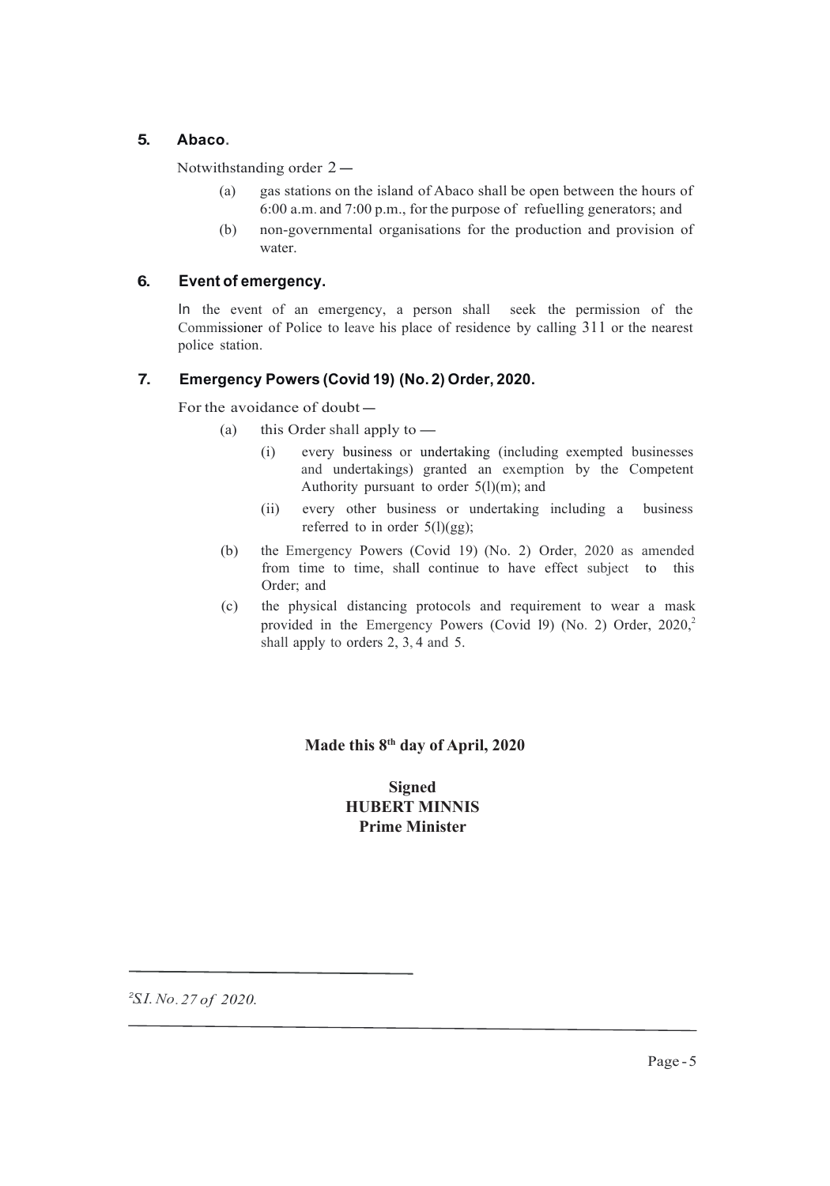### 5. Abaco.

Notwithstanding order 2 —

- (a) gas stations on the island of Abaco shall be open between the hours of 6:00 a.m. and 7:00 p.m., for the purpose of refuelling generators; and
- (b) non-governmental organisations for the production and provision of water.

### 6. Event of emergency.

In the event of an emergency, a person shall seek the permission of the Commissioner of Police to leave his place of residence by calling 311 or the nearest police station.

### 7. Emergency Powers (Covid 19) (No. 2) Order, 2020.

For the avoidance of doubt —

- (a) this Order shall apply to —
  - (i) every business or undertaking (including exempted businesses and undertakings) granted an exemption by the Competent Authority pursuant to order 5(l)(m); and
  - (ii) every other business or undertaking including a business referred to in order 5(l)(gg);
- (b) the Emergency Powers (Covid 19) (No. 2) Order, 2020 as amended from time to time, shall continue to have effect subject to this Order; and
- (c) the physical distancing protocols and requirement to wear a mask provided in the Emergency Powers (Covid l9) (No. 2) Order, 2020,[2] shall apply to orders 2, 3, 4 and 5.

**Made this 8th day of April, 2020**

**Signed**
**HUBERT MINNIS**
**Prime Minister**

---

[2] *S.I. No. 27 of 2020.*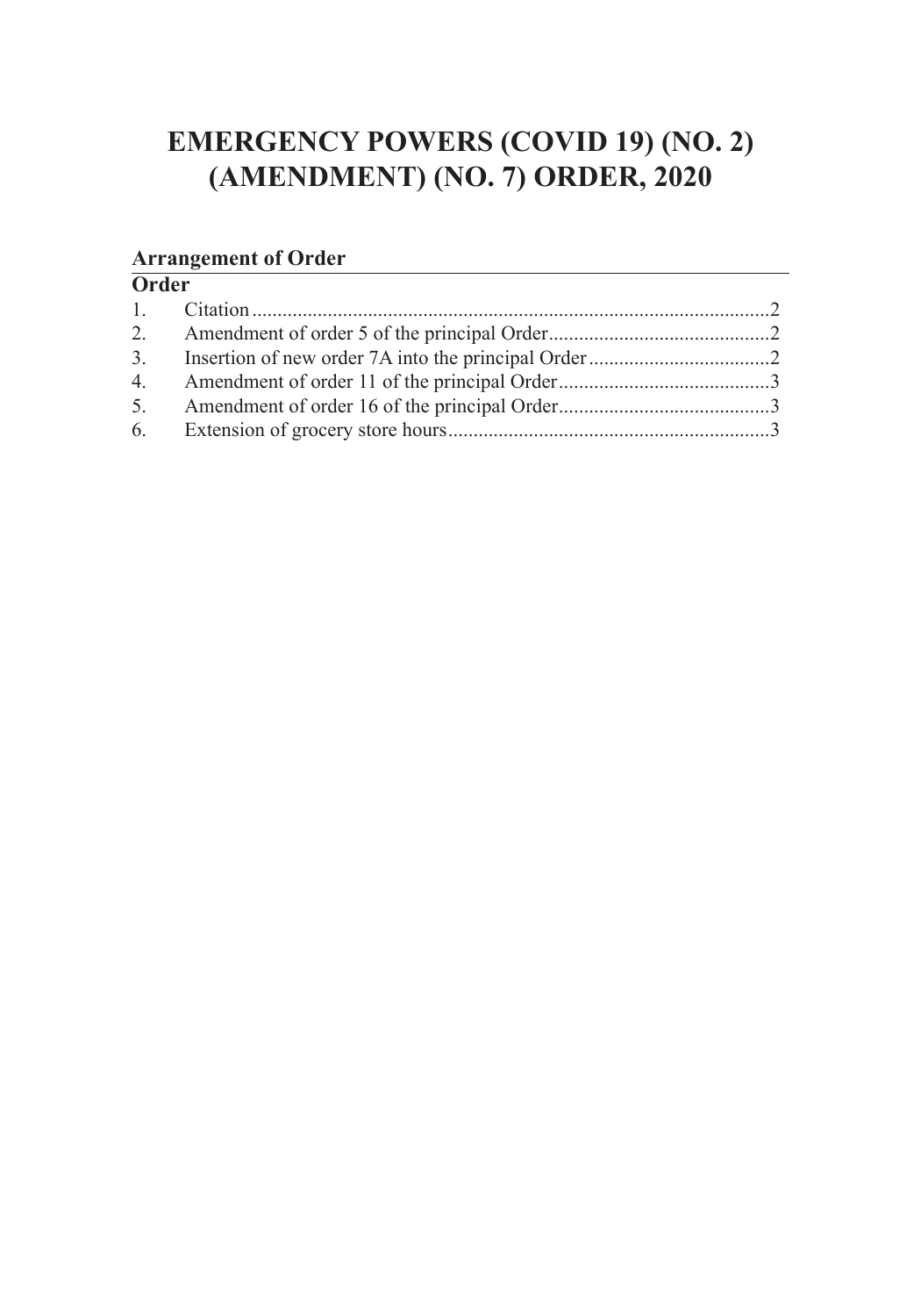# EMERGENCY POWERS (COVID 19) (NO. 2) (AMENDMENT) (NO. 7) ORDER, 2020

## Arrangement of Order

**Order**

1. Citation .......................................................................................................2
2. Amendment of order 5 of the principal Order............................................2
3. Insertion of new order 7A into the principal Order....................................2
4. Amendment of order 11 of the principal Order..........................................3
5. Amendment of order 16 of the principal Order..........................................3
6. Extension of grocery store hours................................................................3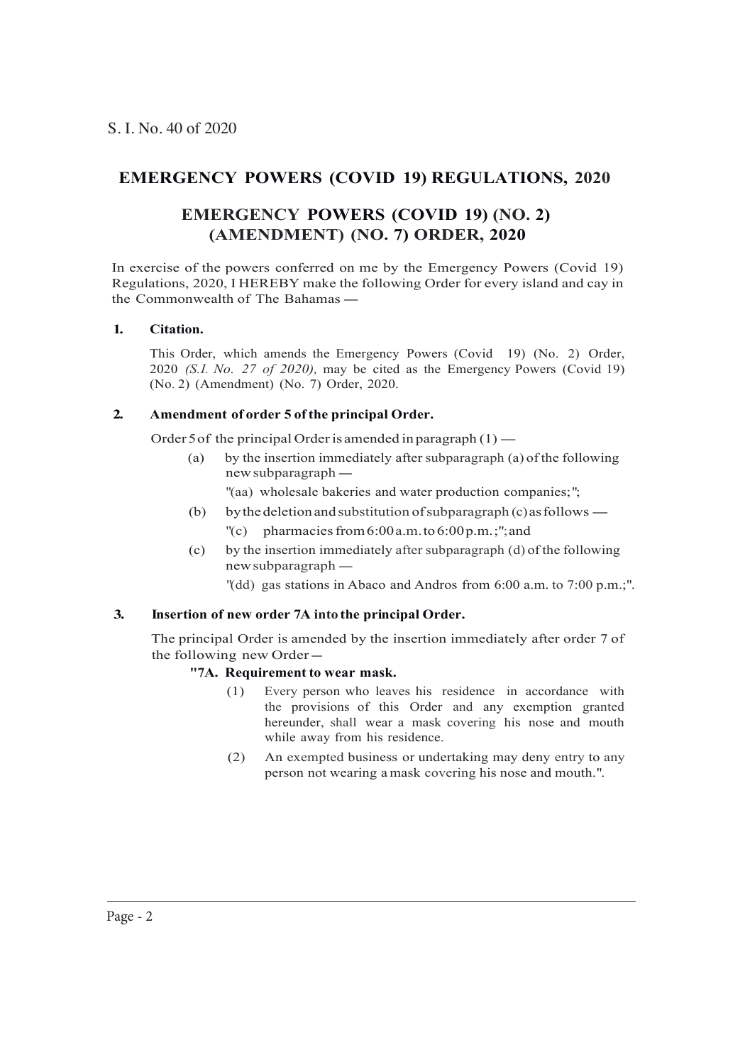S. I. No. 40 of 2020

## EMERGENCY POWERS (COVID 19) REGULATIONS, 2020

## EMERGENCY POWERS (COVID 19) (NO. 2) (AMENDMENT) (NO. 7) ORDER, 2020

In exercise of the powers conferred on me by the Emergency Powers (Covid 19) Regulations, 2020, I HEREBY make the following Order for every island and cay in the Commonwealth of The Bahamas —

**1. Citation.**

This Order, which amends the Emergency Powers (Covid 19) (No. 2) Order, 2020 *(S.I. No. 27 of 2020),* may be cited as the Emergency Powers (Covid 19) (No. 2) (Amendment) (No. 7) Order, 2020.

**2. Amendment of order 5 of the principal Order.**

Order 5 of the principal Order is amended in paragraph (1) —

(a) by the insertion immediately after subparagraph (a) of the following new subparagraph —

"(aa) wholesale bakeries and water production companies;";

(b) by the deletion and substitution of subparagraph (c) as follows —

"(c) pharmacies from 6:00 a.m. to 6:00 p.m.;"; and

(c) by the insertion immediately after subparagraph (d) of the following new subparagraph —

"(dd) gas stations in Abaco and Andros from 6:00 a.m. to 7:00 p.m.;".

**3. Insertion of new order 7A into the principal Order.**

The principal Order is amended by the insertion immediately after order 7 of the following new Order —

**"7A. Requirement to wear mask.**

(1) Every person who leaves his residence in accordance with the provisions of this Order and any exemption granted hereunder, shall wear a mask covering his nose and mouth while away from his residence.

(2) An exempted business or undertaking may deny entry to any person not wearing a mask covering his nose and mouth.".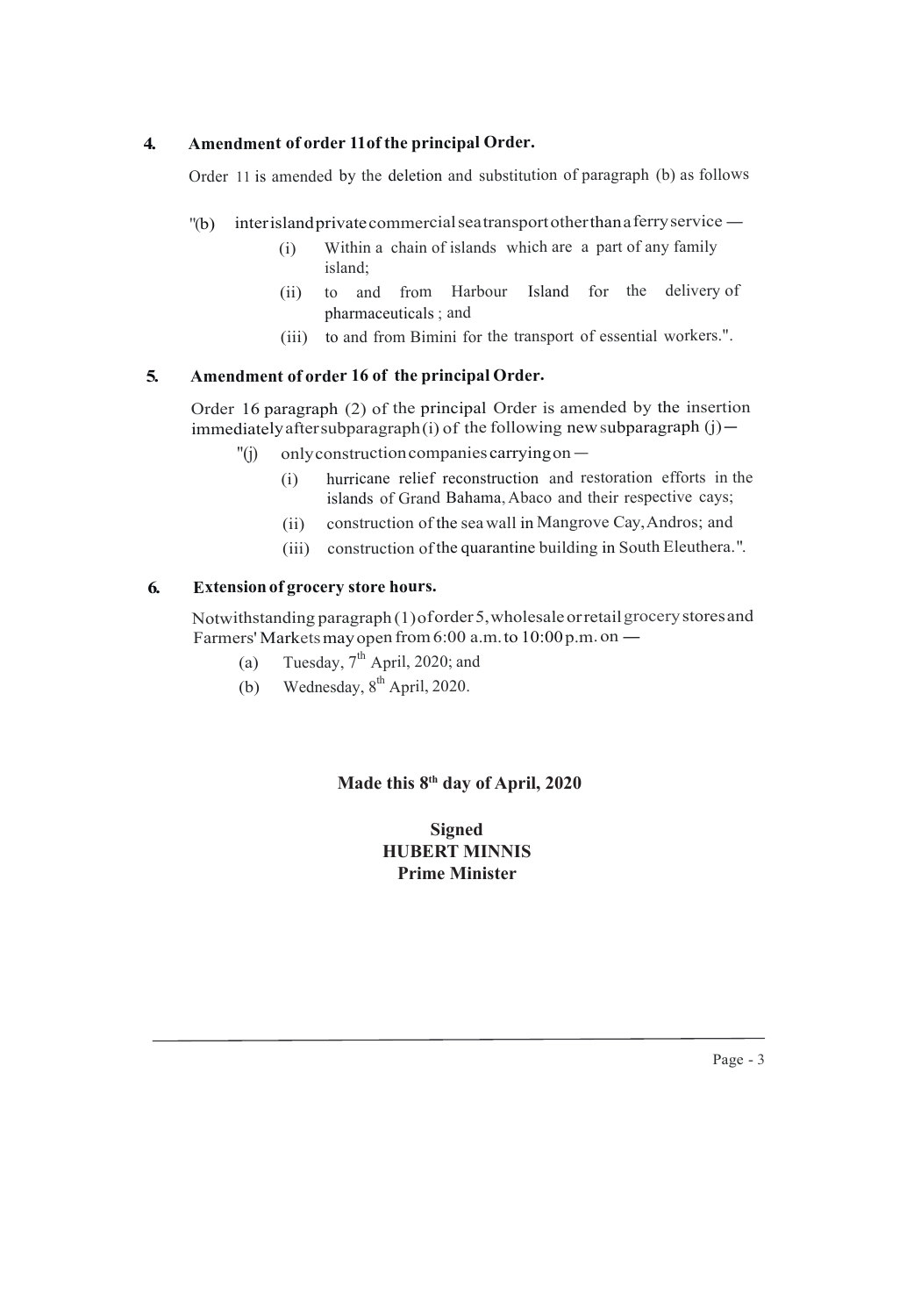**4. Amendment of order 11 of the principal Order.**

Order 11 is amended by the deletion and substitution of paragraph (b) as follows

"(b) inter island private commercial sea transport other than a ferry service —

   (i) Within a chain of islands which are a part of any family island;

   (ii) to and from Harbour Island for the delivery of pharmaceuticals ; and

   (iii) to and from Bimini for the transport of essential workers.".

**5. Amendment of order 16 of the principal Order.**

Order 16 paragraph (2) of the principal Order is amended by the insertion immediately after subparagraph (i) of the following new subparagraph (j) —

"(j) only construction companies carrying on —

   (i) hurricane relief reconstruction and restoration efforts in the islands of Grand Bahama, Abaco and their respective cays;

   (ii) construction of the sea wall in Mangrove Cay, Andros; and

   (iii) construction of the quarantine building in South Eleuthera.".

**6. Extension of grocery store hours.**

Notwithstanding paragraph (1) of order 5, wholesale or retail grocery stores and Farmers' Markets may open from 6:00 a.m. to 10:00 p.m. on —

(a) Tuesday, 7th April, 2020; and

(b) Wednesday, 8th April, 2020.

**Made this 8th day of April, 2020**

**Signed**
**HUBERT MINNIS**
**Prime Minister**